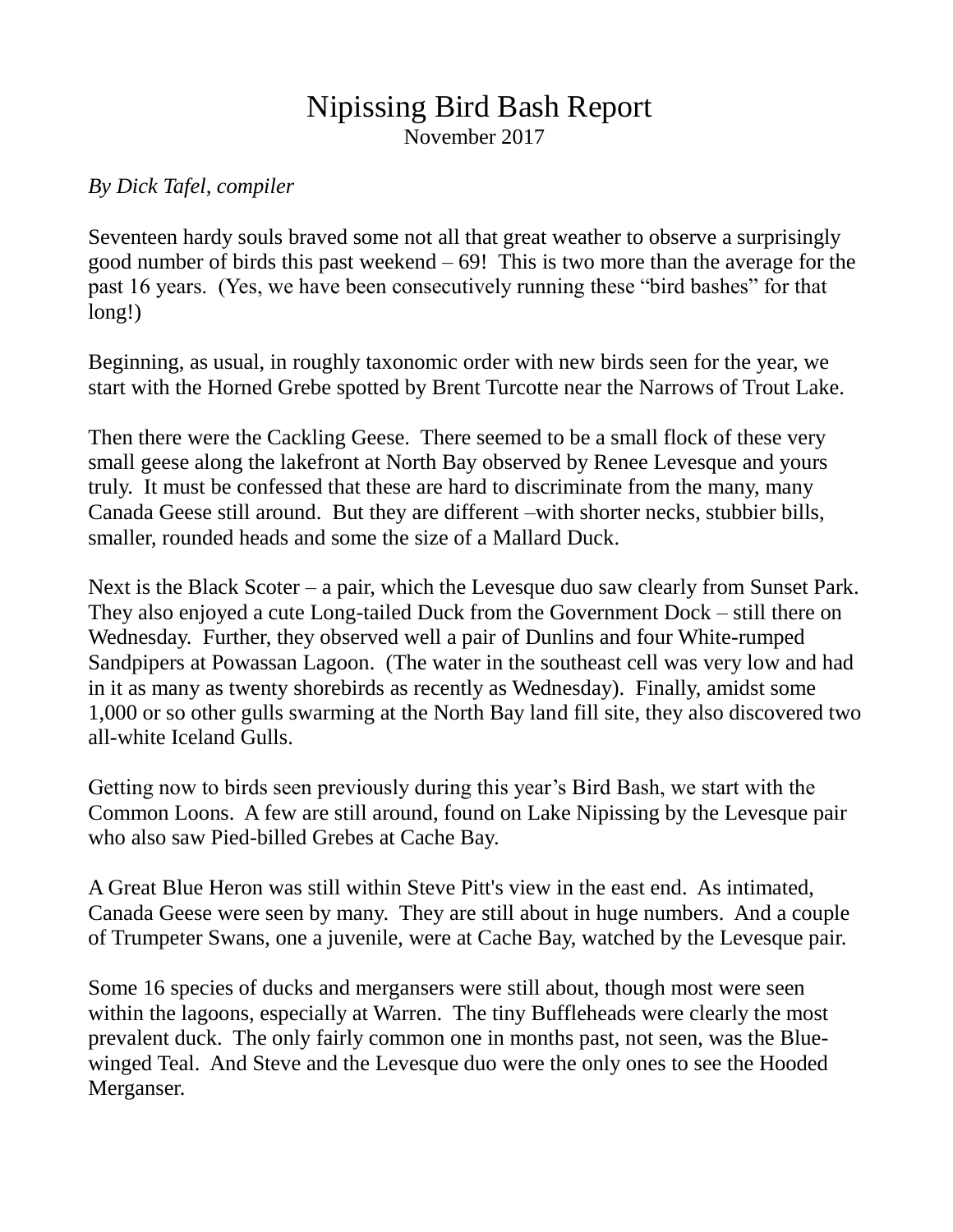# Nipissing Bird Bash Report

November 2017

*By Dick Tafel, compiler*

Seventeen hardy souls braved some not all that great weather to observe a surprisingly good number of birds this past weekend – 69! This is two more than the average for the past 16 years. (Yes, we have been consecutively running these "bird bashes" for that long!)

Beginning, as usual, in roughly taxonomic order with new birds seen for the year, we start with the Horned Grebe spotted by Brent Turcotte near the Narrows of Trout Lake.

Then there were the Cackling Geese. There seemed to be a small flock of these very small geese along the lakefront at North Bay observed by Renee Levesque and yours truly. It must be confessed that these are hard to discriminate from the many, many Canada Geese still around. But they are different –with shorter necks, stubbier bills, smaller, rounded heads and some the size of a Mallard Duck.

Next is the Black Scoter – a pair, which the Levesque duo saw clearly from Sunset Park. They also enjoyed a cute Long-tailed Duck from the Government Dock – still there on Wednesday. Further, they observed well a pair of Dunlins and four White-rumped Sandpipers at Powassan Lagoon. (The water in the southeast cell was very low and had in it as many as twenty shorebirds as recently as Wednesday). Finally, amidst some 1,000 or so other gulls swarming at the North Bay land fill site, they also discovered two all-white Iceland Gulls.

Getting now to birds seen previously during this year's Bird Bash, we start with the Common Loons. A few are still around, found on Lake Nipissing by the Levesque pair who also saw Pied-billed Grebes at Cache Bay.

A Great Blue Heron was still within Steve Pitt's view in the east end. As intimated, Canada Geese were seen by many. They are still about in huge numbers. And a couple of Trumpeter Swans, one a juvenile, were at Cache Bay, watched by the Levesque pair.

Some 16 species of ducks and mergansers were still about, though most were seen within the lagoons, especially at Warren. The tiny Buffleheads were clearly the most prevalent duck. The only fairly common one in months past, not seen, was the Blue-winged Teal. And Steve and the Levesque duo were the only ones to see the Hooded Merganser.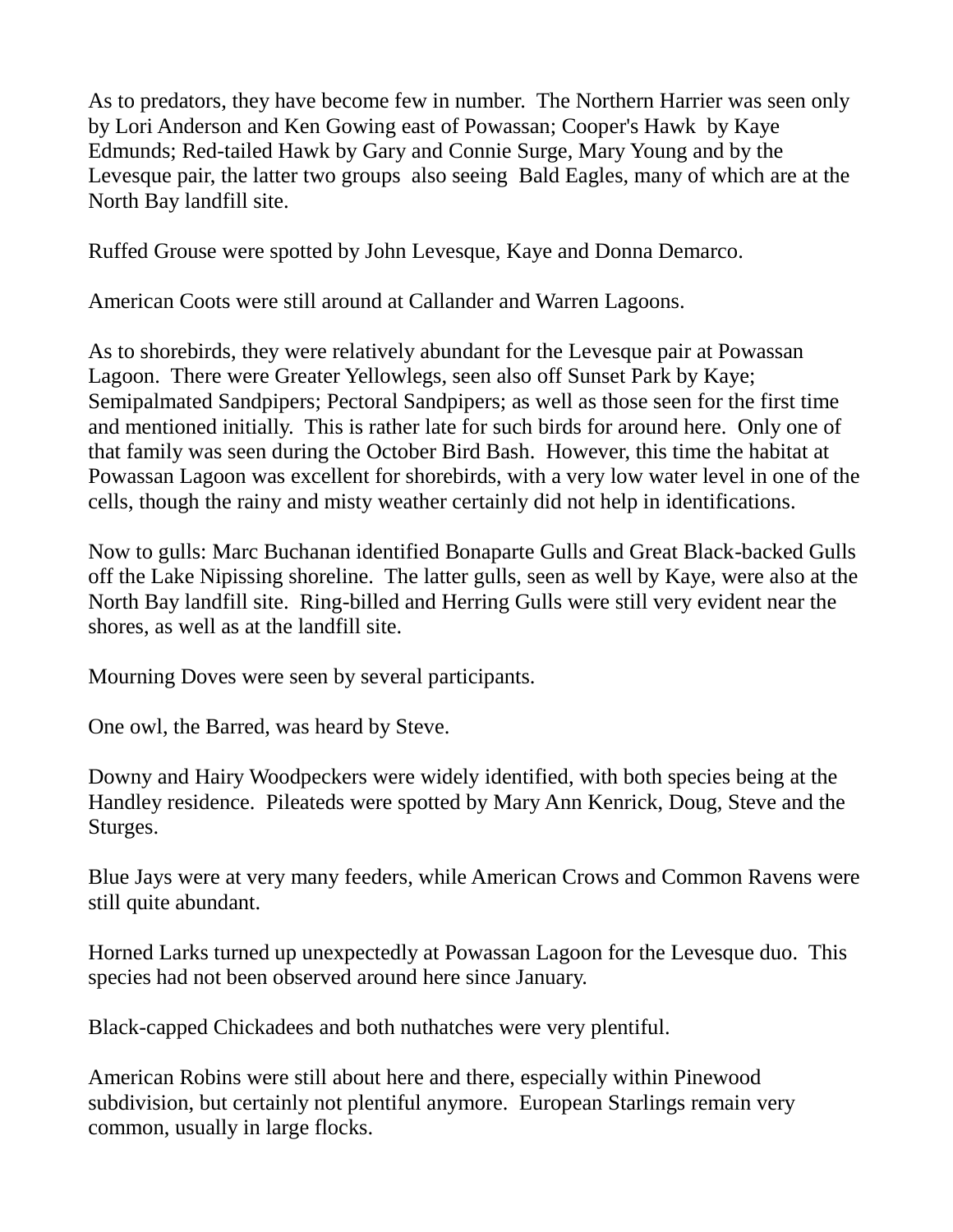As to predators, they have become few in number. The Northern Harrier was seen only by Lori Anderson and Ken Gowing east of Powassan; Cooper's Hawk by Kaye Edmunds; Red-tailed Hawk by Gary and Connie Surge, Mary Young and by the Levesque pair, the latter two groups also seeing Bald Eagles, many of which are at the North Bay landfill site.

Ruffed Grouse were spotted by John Levesque, Kaye and Donna Demarco.

American Coots were still around at Callander and Warren Lagoons.

As to shorebirds, they were relatively abundant for the Levesque pair at Powassan Lagoon. There were Greater Yellowlegs, seen also off Sunset Park by Kaye; Semipalmated Sandpipers; Pectoral Sandpipers; as well as those seen for the first time and mentioned initially. This is rather late for such birds for around here. Only one of that family was seen during the October Bird Bash. However, this time the habitat at Powassan Lagoon was excellent for shorebirds, with a very low water level in one of the cells, though the rainy and misty weather certainly did not help in identifications.

Now to gulls: Marc Buchanan identified Bonaparte Gulls and Great Black-backed Gulls off the Lake Nipissing shoreline. The latter gulls, seen as well by Kaye, were also at the North Bay landfill site. Ring-billed and Herring Gulls were still very evident near the shores, as well as at the landfill site.

Mourning Doves were seen by several participants.

One owl, the Barred, was heard by Steve.

Downy and Hairy Woodpeckers were widely identified, with both species being at the Handley residence. Pileateds were spotted by Mary Ann Kenrick, Doug, Steve and the Sturges.

Blue Jays were at very many feeders, while American Crows and Common Ravens were still quite abundant.

Horned Larks turned up unexpectedly at Powassan Lagoon for the Levesque duo. This species had not been observed around here since January.

Black-capped Chickadees and both nuthatches were very plentiful.

American Robins were still about here and there, especially within Pinewood subdivision, but certainly not plentiful anymore. European Starlings remain very common, usually in large flocks.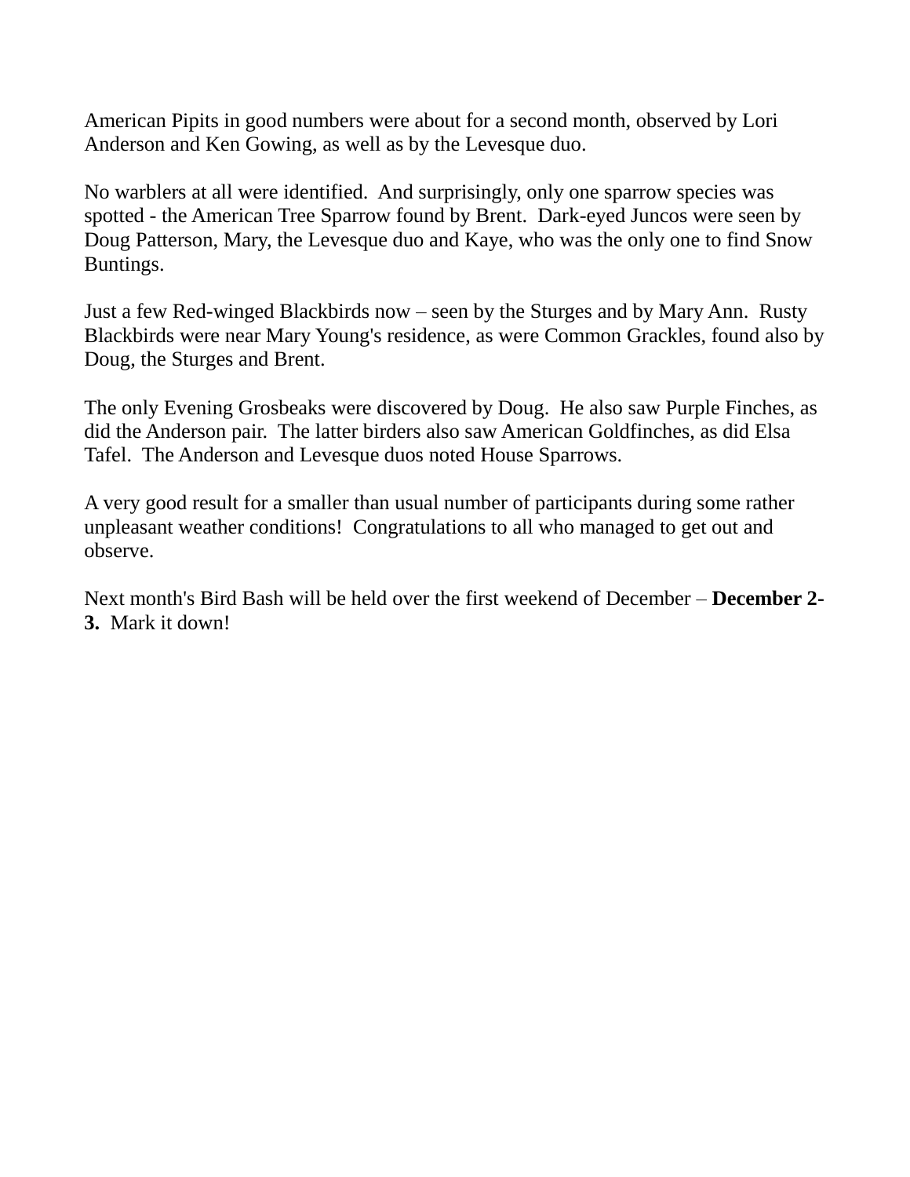American Pipits in good numbers were about for a second month, observed by Lori Anderson and Ken Gowing, as well as by the Levesque duo.

No warblers at all were identified. And surprisingly, only one sparrow species was spotted - the American Tree Sparrow found by Brent. Dark-eyed Juncos were seen by Doug Patterson, Mary, the Levesque duo and Kaye, who was the only one to find Snow Buntings.

Just a few Red-winged Blackbirds now – seen by the Sturges and by Mary Ann. Rusty Blackbirds were near Mary Young's residence, as were Common Grackles, found also by Doug, the Sturges and Brent.

The only Evening Grosbeaks were discovered by Doug. He also saw Purple Finches, as did the Anderson pair. The latter birders also saw American Goldfinches, as did Elsa Tafel. The Anderson and Levesque duos noted House Sparrows.

A very good result for a smaller than usual number of participants during some rather unpleasant weather conditions! Congratulations to all who managed to get out and observe.

Next month's Bird Bash will be held over the first weekend of December – **December 2-3.** Mark it down!